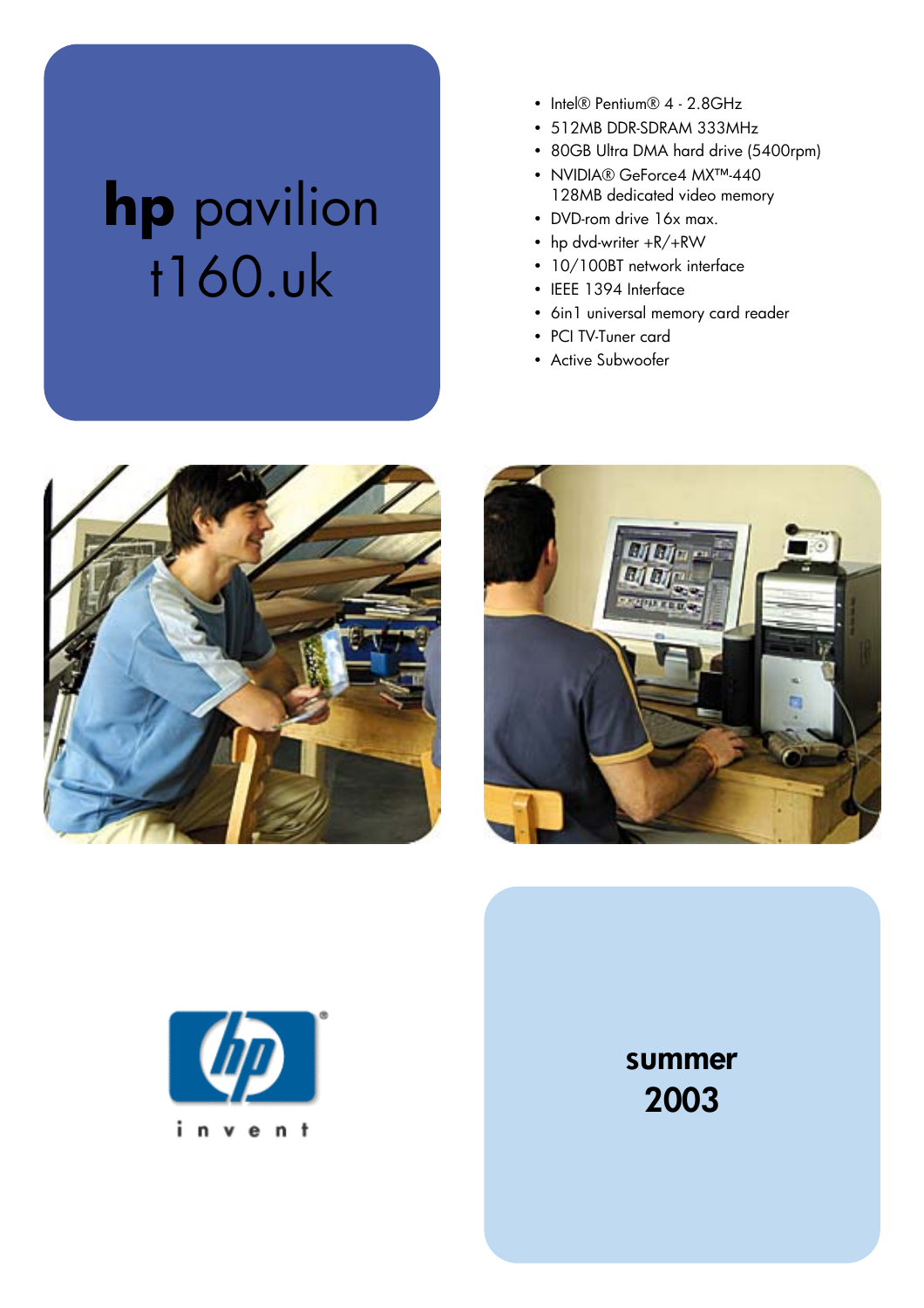# **hp** pavilion t160.uk

- Intel® Pentium® 4 - 2.8GHz
- 512MB DDR-SDRAM 333MHz
- 80GB Ultra DMA hard drive (5400rpm)
- NVIDIA® GeForce4 MX™-440 128MB dedicated video memory
- DVD-rom drive 16x max.
- hp dvd-writer +R/+RW
- 10/100BT network interface
- IEEE 1394 Interface
- 6in1 universal memory card reader
- PCI TV-Tuner card
- Active Subwoofer

invent

**summer 2003**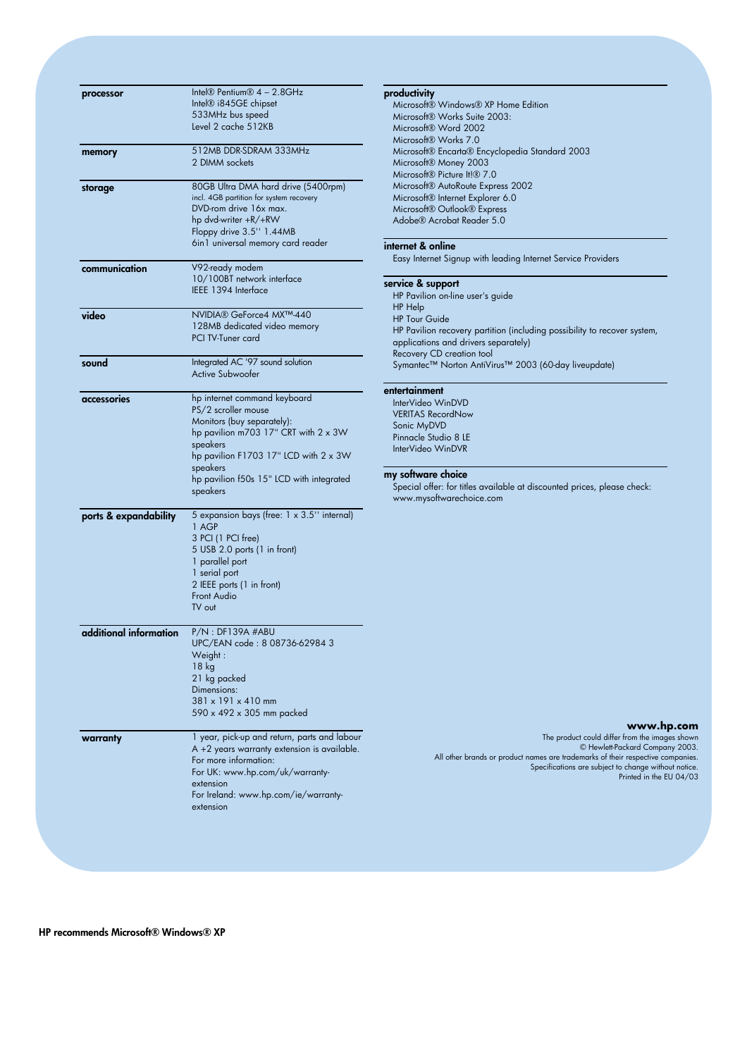| | |
|---|---|
| **processor** | Intel® Pentium® 4 – 2.8GHz<br>Intel® i845GE chipset<br>533MHz bus speed<br>Level 2 cache 512KB |
| **memory** | 512MB DDR-SDRAM 333MHz<br>2 DIMM sockets |
| **storage** | 80GB Ultra DMA hard drive (5400rpm)<br>incl. 4GB partition for system recovery<br>DVD-rom drive 16x max.<br>hp dvd-writer +R/+RW<br>Floppy drive 3.5'' 1.44MB<br>6in1 universal memory card reader |
| **communication** | V92-ready modem<br>10/100BT network interface<br>IEEE 1394 Interface |
| **video** | NVIDIA® GeForce4 MX™-440<br>128MB dedicated video memory<br>PCI TV-Tuner card |
| **sound** | Integrated AC '97 sound solution<br>Active Subwoofer |
| **accessories** | hp internet command keyboard<br>PS/2 scroller mouse<br>Monitors (buy separately):<br>hp pavilion m703 17" CRT with 2 x 3W speakers<br>hp pavilion F1703 17" LCD with 2 x 3W speakers<br>hp pavilion f50s 15" LCD with integrated speakers |
| **ports & expandability** | 5 expansion bays (free: 1 x 3.5'' internal)<br>1 AGP<br>3 PCI (1 PCI free)<br>5 USB 2.0 ports (1 in front)<br>1 parallel port<br>1 serial port<br>2 IEEE ports (1 in front)<br>Front Audio<br>TV out |
| **additional information** | P/N : DF139A #ABU<br>UPC/EAN code : 8 08736-62984 3<br>Weight :<br>18 kg<br>21 kg packed<br>Dimensions:<br>381 x 191 x 410 mm<br>590 x 492 x 305 mm packed |
| **warranty** | 1 year, pick-up and return, parts and labour<br>A +2 years warranty extension is available.<br>For more information:<br>For UK: www.hp.com/uk/warranty-extension<br>For Ireland: www.hp.com/ie/warranty-extension |

**productivity**

Microsoft® Windows® XP Home Edition
Microsoft® Works Suite 2003:
Microsoft® Word 2002
Microsoft® Works 7.0
Microsoft® Encarta® Encyclopedia Standard 2003
Microsoft® Money 2003
Microsoft® Picture It!® 7.0
Microsoft® AutoRoute Express 2002
Microsoft® Internet Explorer 6.0
Microsoft® Outlook® Express
Adobe® Acrobat Reader 5.0

**internet & online**

Easy Internet Signup with leading Internet Service Providers

**service & support**

HP Pavilion on-line user's guide
HP Help
HP Tour Guide
HP Pavilion recovery partition (including possibility to recover system, applications and drivers separately)
Recovery CD creation tool
Symantec™ Norton AntiVirus™ 2003 (60-day liveupdate)

**entertainment**

InterVideo WinDVD
VERITAS RecordNow
Sonic MyDVD
Pinnacle Studio 8 LE
InterVideo WinDVR

**my software choice**

Special offer: for titles available at discounted prices, please check:
www.mysoftwarechoice.com

**www.hp.com**

The product could differ from the images shown
© Hewlett-Packard Company 2003.
All other brands or product names are trademarks of their respective companies.
Specifications are subject to change without notice.
Printed in the EU 04/03

**HP recommends Microsoft® Windows® XP**